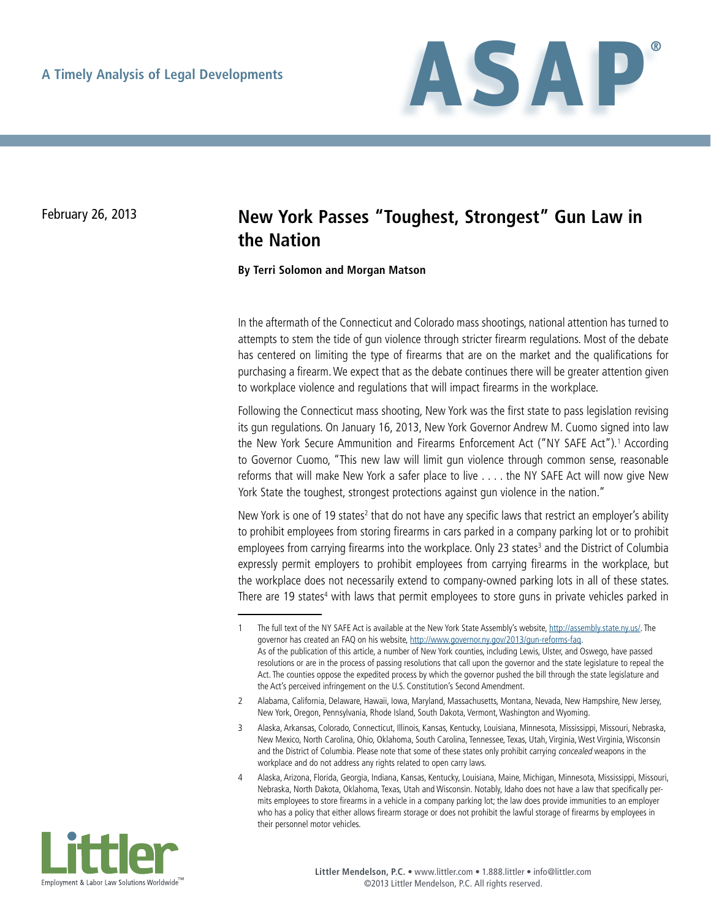A Timely Analysis of Legal Developments

February 26, 2013

# New York Passes "Toughest, Strongest" Gun Law in the Nation

**By Terri Solomon and Morgan Matson**

In the aftermath of the Connecticut and Colorado mass shootings, national attention has turned to attempts to stem the tide of gun violence through stricter firearm regulations. Most of the debate has centered on limiting the type of firearms that are on the market and the qualifications for purchasing a firearm. We expect that as the debate continues there will be greater attention given to workplace violence and regulations that will impact firearms in the workplace.

Following the Connecticut mass shooting, New York was the first state to pass legislation revising its gun regulations. On January 16, 2013, New York Governor Andrew M. Cuomo signed into law the New York Secure Ammunition and Firearms Enforcement Act ("NY SAFE Act").[1] According to Governor Cuomo, "This new law will limit gun violence through common sense, reasonable reforms that will make New York a safer place to live . . . . the NY SAFE Act will now give New York State the toughest, strongest protections against gun violence in the nation."

New York is one of 19 states[2] that do not have any specific laws that restrict an employer's ability to prohibit employees from storing firearms in cars parked in a company parking lot or to prohibit employees from carrying firearms into the workplace. Only 23 states[3] and the District of Columbia expressly permit employers to prohibit employees from carrying firearms in the workplace, but the workplace does not necessarily extend to company-owned parking lots in all of these states. There are 19 states[4] with laws that permit employees to store guns in private vehicles parked in

---

1 The full text of the NY SAFE Act is available at the New York State Assembly's website, http://assembly.state.ny.us/. The governor has created an FAQ on his website, http://www.governor.ny.gov/2013/gun-reforms-faq.
As of the publication of this article, a number of New York counties, including Lewis, Ulster, and Oswego, have passed resolutions or are in the process of passing resolutions that call upon the governor and the state legislature to repeal the Act. The counties oppose the expedited process by which the governor pushed the bill through the state legislature and the Act's perceived infringement on the U.S. Constitution's Second Amendment.

2 Alabama, California, Delaware, Hawaii, Iowa, Maryland, Massachusetts, Montana, Nevada, New Hampshire, New Jersey, New York, Oregon, Pennsylvania, Rhode Island, South Dakota, Vermont, Washington and Wyoming.

3 Alaska, Arkansas, Colorado, Connecticut, Illinois, Kansas, Kentucky, Louisiana, Minnesota, Mississippi, Missouri, Nebraska, New Mexico, North Carolina, Ohio, Oklahoma, South Carolina, Tennessee, Texas, Utah, Virginia, West Virginia, Wisconsin and the District of Columbia. Please note that some of these states only prohibit carrying *concealed* weapons in the workplace and do not address any rights related to open carry laws.

4 Alaska, Arizona, Florida, Georgia, Indiana, Kansas, Kentucky, Louisiana, Maine, Michigan, Minnesota, Mississippi, Missouri, Nebraska, North Dakota, Oklahoma, Texas, Utah and Wisconsin. Notably, Idaho does not have a law that specifically permits employees to store firearms in a vehicle in a company parking lot; the law does provide immunities to an employer who has a policy that either allows firearm storage or does not prohibit the lawful storage of firearms by employees in their personnel motor vehicles.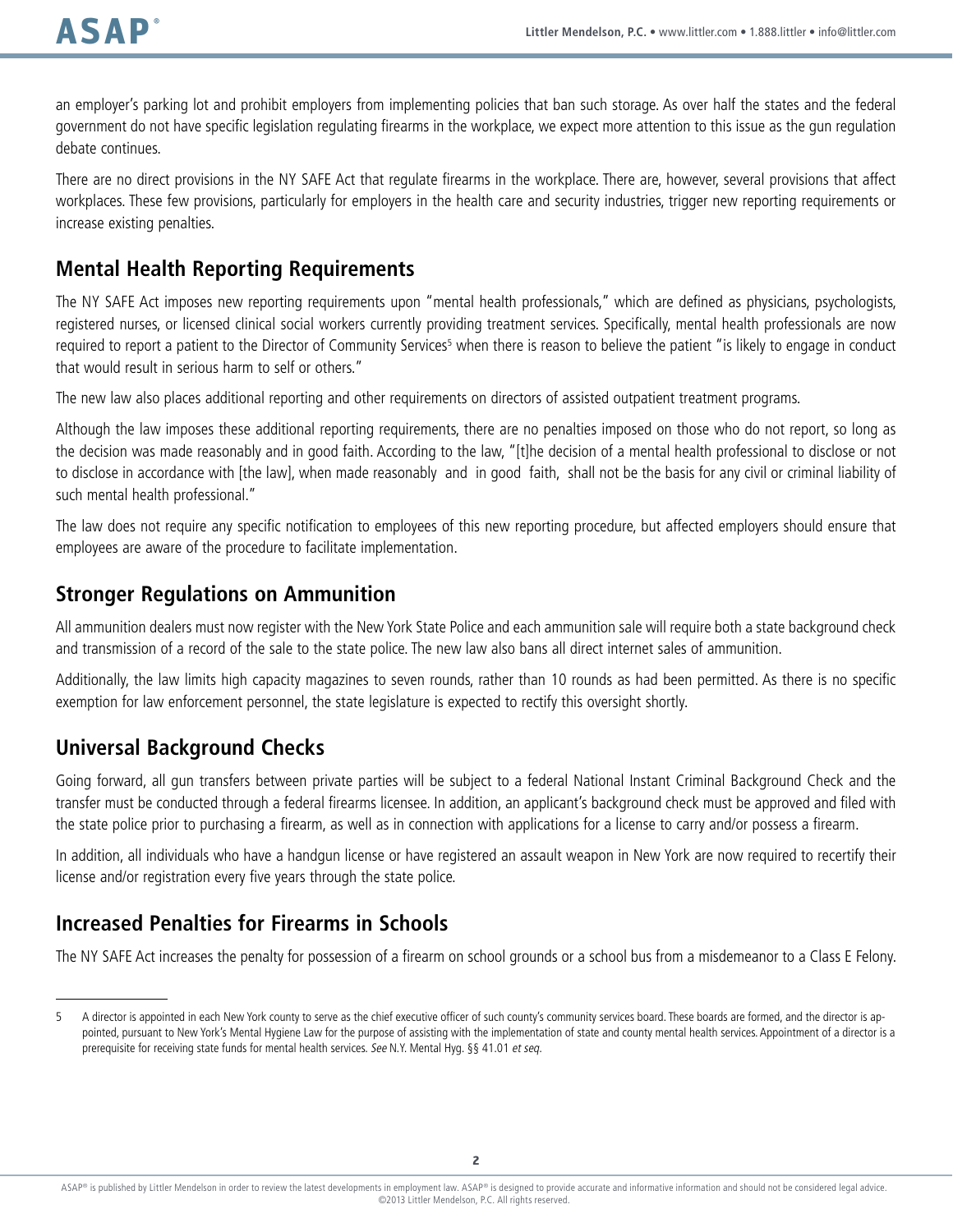an employer's parking lot and prohibit employers from implementing policies that ban such storage. As over half the states and the federal government do not have specific legislation regulating firearms in the workplace, we expect more attention to this issue as the gun regulation debate continues.

There are no direct provisions in the NY SAFE Act that regulate firearms in the workplace. There are, however, several provisions that affect workplaces. These few provisions, particularly for employers in the health care and security industries, trigger new reporting requirements or increase existing penalties.

## Mental Health Reporting Requirements

The NY SAFE Act imposes new reporting requirements upon "mental health professionals," which are defined as physicians, psychologists, registered nurses, or licensed clinical social workers currently providing treatment services. Specifically, mental health professionals are now required to report a patient to the Director of Community Services[5] when there is reason to believe the patient "is likely to engage in conduct that would result in serious harm to self or others."

The new law also places additional reporting and other requirements on directors of assisted outpatient treatment programs.

Although the law imposes these additional reporting requirements, there are no penalties imposed on those who do not report, so long as the decision was made reasonably and in good faith. According to the law, "[t]he decision of a mental health professional to disclose or not to disclose in accordance with [the law], when made reasonably and in good faith, shall not be the basis for any civil or criminal liability of such mental health professional."

The law does not require any specific notification to employees of this new reporting procedure, but affected employers should ensure that employees are aware of the procedure to facilitate implementation.

## Stronger Regulations on Ammunition

All ammunition dealers must now register with the New York State Police and each ammunition sale will require both a state background check and transmission of a record of the sale to the state police. The new law also bans all direct internet sales of ammunition.

Additionally, the law limits high capacity magazines to seven rounds, rather than 10 rounds as had been permitted. As there is no specific exemption for law enforcement personnel, the state legislature is expected to rectify this oversight shortly.

## Universal Background Checks

Going forward, all gun transfers between private parties will be subject to a federal National Instant Criminal Background Check and the transfer must be conducted through a federal firearms licensee. In addition, an applicant's background check must be approved and filed with the state police prior to purchasing a firearm, as well as in connection with applications for a license to carry and/or possess a firearm.

In addition, all individuals who have a handgun license or have registered an assault weapon in New York are now required to recertify their license and/or registration every five years through the state police.

## Increased Penalties for Firearms in Schools

The NY SAFE Act increases the penalty for possession of a firearm on school grounds or a school bus from a misdemeanor to a Class E Felony.

---

5 A director is appointed in each New York county to serve as the chief executive officer of such county's community services board. These boards are formed, and the director is appointed, pursuant to New York's Mental Hygiene Law for the purpose of assisting with the implementation of state and county mental health services. Appointment of a director is a prerequisite for receiving state funds for mental health services. *See* N.Y. Mental Hyg. §§ 41.01 *et seq.*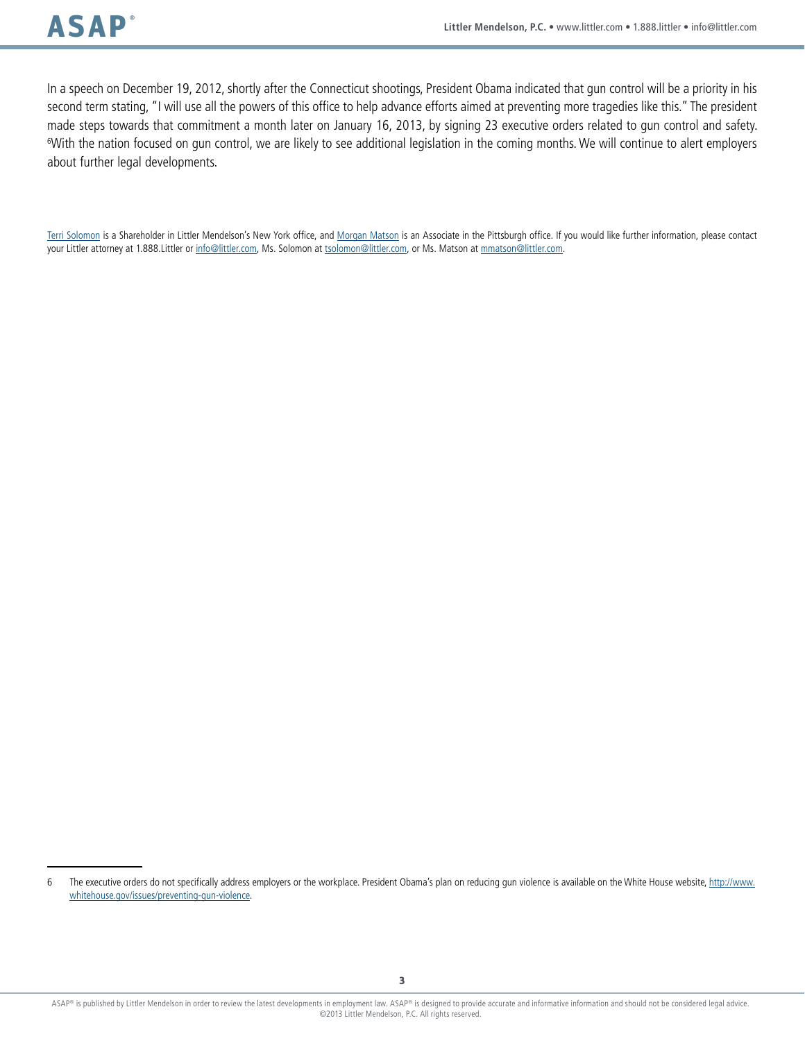In a speech on December 19, 2012, shortly after the Connecticut shootings, President Obama indicated that gun control will be a priority in his second term stating, "I will use all the powers of this office to help advance efforts aimed at preventing more tragedies like this." The president made steps towards that commitment a month later on January 16, 2013, by signing 23 executive orders related to gun control and safety.[6] With the nation focused on gun control, we are likely to see additional legislation in the coming months. We will continue to alert employers about further legal developments.

Terri Solomon is a Shareholder in Littler Mendelson's New York office, and Morgan Matson is an Associate in the Pittsburgh office. If you would like further information, please contact your Littler attorney at 1.888.Littler or info@littler.com, Ms. Solomon at tsolomon@littler.com, or Ms. Matson at mmatson@littler.com.

---

6 The executive orders do not specifically address employers or the workplace. President Obama's plan on reducing gun violence is available on the White House website, http://www.whitehouse.gov/issues/preventing-gun-violence.

ASAP® is published by Littler Mendelson in order to review the latest developments in employment law. ASAP® is designed to provide accurate and informative information and should not be considered legal advice. ©2013 Littler Mendelson, P.C. All rights reserved.